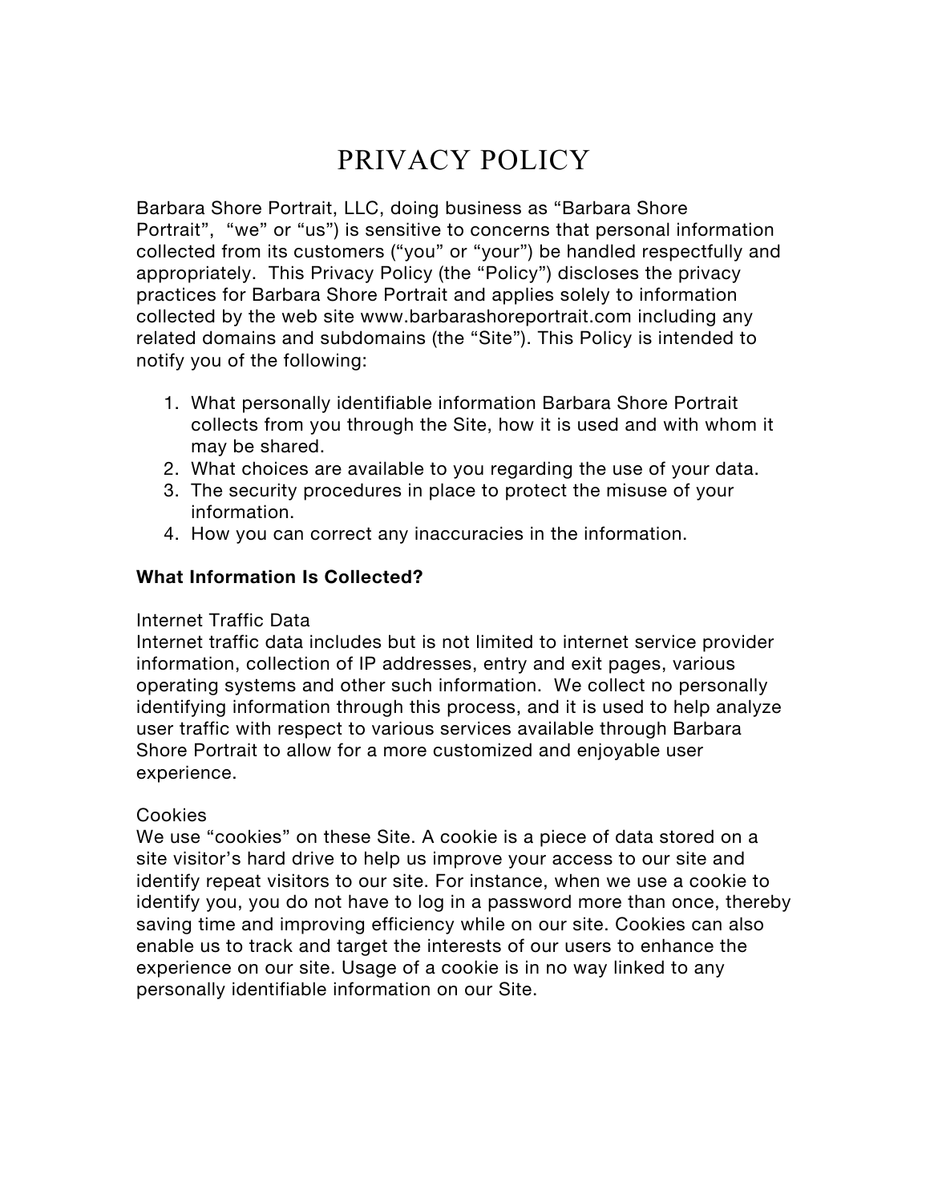# PRIVACY POLICY

Barbara Shore Portrait, LLC, doing business as “Barbara Shore Portrait”, “we” or “us”) is sensitive to concerns that personal information collected from its customers (“you” or “your”) be handled respectfully and appropriately. This Privacy Policy (the “Policy”) discloses the privacy practices for Barbara Shore Portrait and applies solely to information collected by the web site www.barbarashoreportrait.com including any related domains and subdomains (the “Site”). This Policy is intended to notify you of the following:

1. What personally identifiable information Barbara Shore Portrait collects from you through the Site, how it is used and with whom it may be shared.
2. What choices are available to you regarding the use of your data.
3. The security procedures in place to protect the misuse of your information.
4. How you can correct any inaccuracies in the information.

**What Information Is Collected?**

Internet Traffic Data
Internet traffic data includes but is not limited to internet service provider information, collection of IP addresses, entry and exit pages, various operating systems and other such information. We collect no personally identifying information through this process, and it is used to help analyze user traffic with respect to various services available through Barbara Shore Portrait to allow for a more customized and enjoyable user experience.

Cookies
We use “cookies” on these Site. A cookie is a piece of data stored on a site visitor’s hard drive to help us improve your access to our site and identify repeat visitors to our site. For instance, when we use a cookie to identify you, you do not have to log in a password more than once, thereby saving time and improving efficiency while on our site. Cookies can also enable us to track and target the interests of our users to enhance the experience on our site. Usage of a cookie is in no way linked to any personally identifiable information on our Site.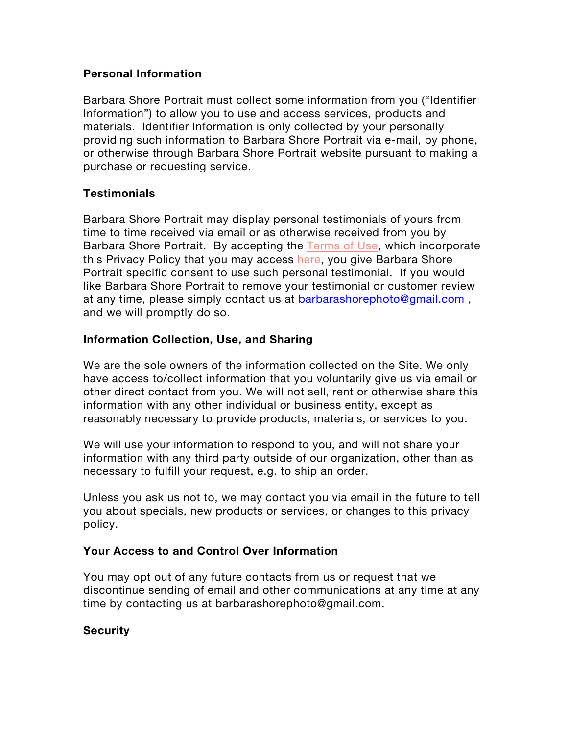**Personal Information**

Barbara Shore Portrait must collect some information from you ("Identifier Information") to allow you to use and access services, products and materials. Identifier Information is only collected by your personally providing such information to Barbara Shore Portrait via e-mail, by phone, or otherwise through Barbara Shore Portrait website pursuant to making a purchase or requesting service.

**Testimonials**

Barbara Shore Portrait may display personal testimonials of yours from time to time received via email or as otherwise received from you by Barbara Shore Portrait. By accepting the Terms of Use, which incorporate this Privacy Policy that you may access here, you give Barbara Shore Portrait specific consent to use such personal testimonial. If you would like Barbara Shore Portrait to remove your testimonial or customer review at any time, please simply contact us at barbarashorephoto@gmail.com , and we will promptly do so.

**Information Collection, Use, and Sharing**

We are the sole owners of the information collected on the Site. We only have access to/collect information that you voluntarily give us via email or other direct contact from you. We will not sell, rent or otherwise share this information with any other individual or business entity, except as reasonably necessary to provide products, materials, or services to you.

We will use your information to respond to you, and will not share your information with any third party outside of our organization, other than as necessary to fulfill your request, e.g. to ship an order.

Unless you ask us not to, we may contact you via email in the future to tell you about specials, new products or services, or changes to this privacy policy.

**Your Access to and Control Over Information**

You may opt out of any future contacts from us or request that we discontinue sending of email and other communications at any time at any time by contacting us at barbarashorephoto@gmail.com.

**Security**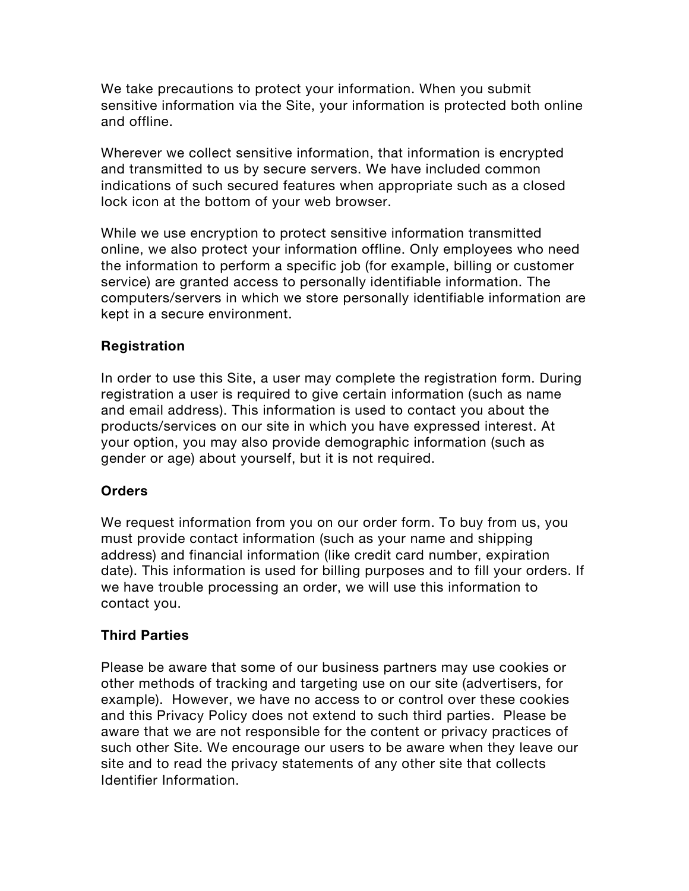We take precautions to protect your information. When you submit sensitive information via the Site, your information is protected both online and offline.

Wherever we collect sensitive information, that information is encrypted and transmitted to us by secure servers. We have included common indications of such secured features when appropriate such as a closed lock icon at the bottom of your web browser.

While we use encryption to protect sensitive information transmitted online, we also protect your information offline. Only employees who need the information to perform a specific job (for example, billing or customer service) are granted access to personally identifiable information. The computers/servers in which we store personally identifiable information are kept in a secure environment.

**Registration**

In order to use this Site, a user may complete the registration form. During registration a user is required to give certain information (such as name and email address). This information is used to contact you about the products/services on our site in which you have expressed interest. At your option, you may also provide demographic information (such as gender or age) about yourself, but it is not required.

**Orders**

We request information from you on our order form. To buy from us, you must provide contact information (such as your name and shipping address) and financial information (like credit card number, expiration date). This information is used for billing purposes and to fill your orders. If we have trouble processing an order, we will use this information to contact you.

**Third Parties**

Please be aware that some of our business partners may use cookies or other methods of tracking and targeting use on our site (advertisers, for example). However, we have no access to or control over these cookies and this Privacy Policy does not extend to such third parties. Please be aware that we are not responsible for the content or privacy practices of such other Site. We encourage our users to be aware when they leave our site and to read the privacy statements of any other site that collects Identifier Information.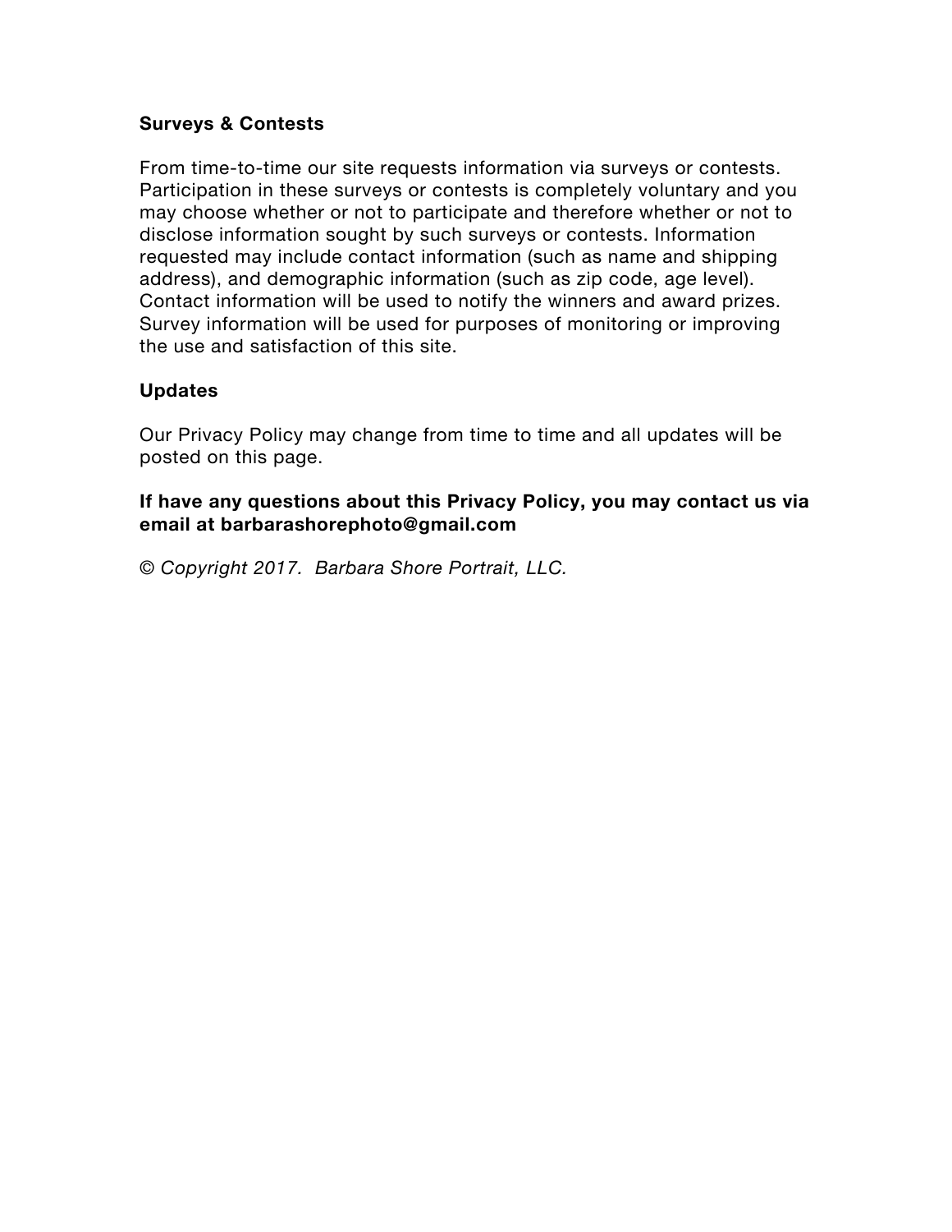**Surveys & Contests**

From time-to-time our site requests information via surveys or contests. Participation in these surveys or contests is completely voluntary and you may choose whether or not to participate and therefore whether or not to disclose information sought by such surveys or contests. Information requested may include contact information (such as name and shipping address), and demographic information (such as zip code, age level). Contact information will be used to notify the winners and award prizes. Survey information will be used for purposes of monitoring or improving the use and satisfaction of this site.

**Updates**

Our Privacy Policy may change from time to time and all updates will be posted on this page.

**If have any questions about this Privacy Policy, you may contact us via email at barbarashorephoto@gmail.com**

*© Copyright 2017. Barbara Shore Portrait, LLC.*